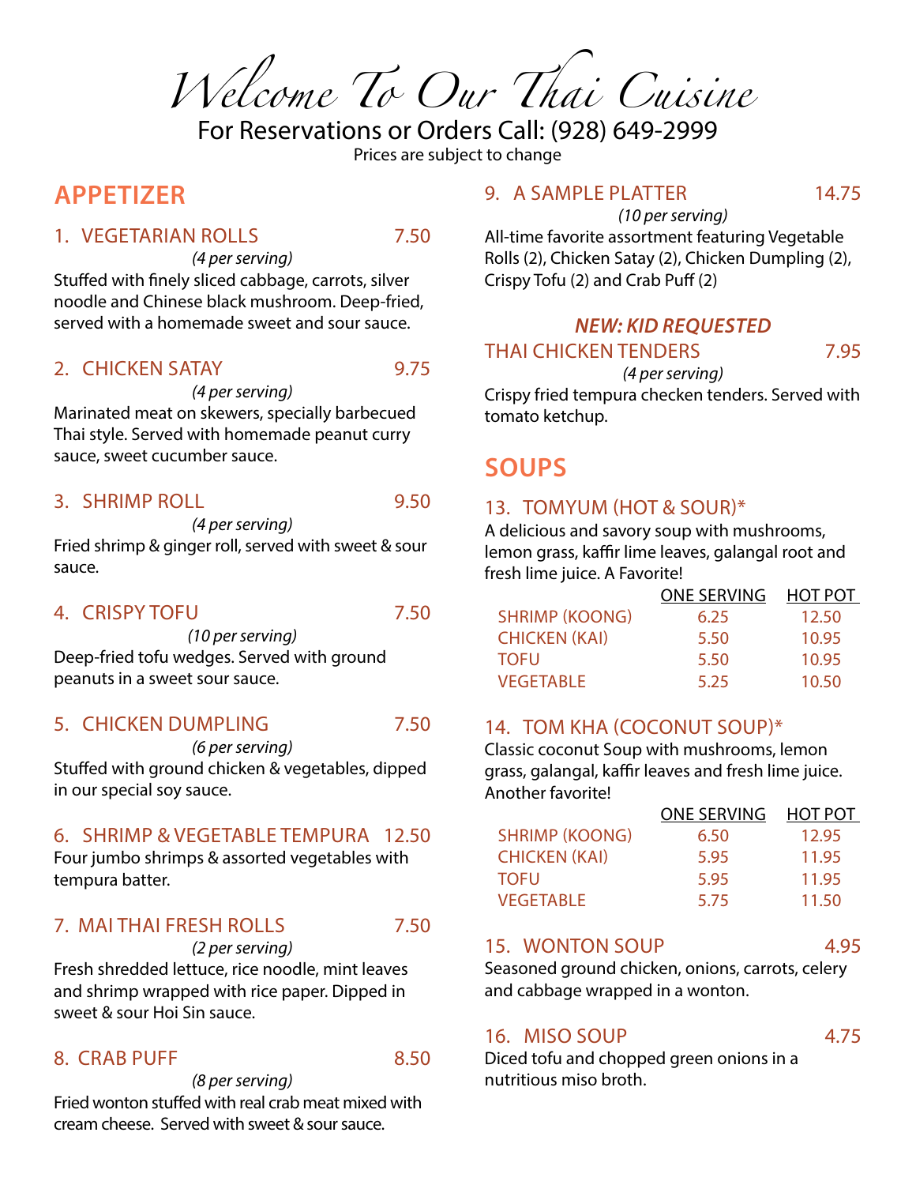# Welcome To Our Thai Cuisine

For Reservations or Orders Call: (928) 649-2999

Prices are subject to change

## APPETIZER

### 1. VEGETARIAN ROLLS 7.50

*(4 per serving)*

Stuffed with finely sliced cabbage, carrots, silver noodle and Chinese black mushroom. Deep-fried, served with a homemade sweet and sour sauce.

### 2. CHICKEN SATAY 9.75

*(4 per serving)*

Marinated meat on skewers, specially barbecued Thai style. Served with homemade peanut curry sauce, sweet cucumber sauce.

### 3. SHRIMP ROLL 9.50

*(4 per serving)*

Fried shrimp & ginger roll, served with sweet & sour sauce.

### 4. CRISPY TOFU 7.50

*(10 per serving)*

Deep-fried tofu wedges. Served with ground peanuts in a sweet sour sauce.

### 5. CHICKEN DUMPLING 7.50

*(6 per serving)*

Stuffed with ground chicken & vegetables, dipped in our special soy sauce.

### 6. SHRIMP & VEGETABLE TEMPURA 12.50

Four jumbo shrimps & assorted vegetables with tempura batter.

### 7. MAI THAI FRESH ROLLS 7.50

*(2 per serving)*

Fresh shredded lettuce, rice noodle, mint leaves and shrimp wrapped with rice paper. Dipped in sweet & sour Hoi Sin sauce.

### 8. CRAB PUFF 8.50

*(8 per serving)*

Fried wonton stuffed with real crab meat mixed with cream cheese. Served with sweet & sour sauce.

### 9. A SAMPLE PLATTER 14.75

*(10 per serving)*

All-time favorite assortment featuring Vegetable Rolls (2), Chicken Satay (2), Chicken Dumpling (2), Crispy Tofu (2) and Crab Puff (2)

***NEW: KID REQUESTED***

### THAI CHICKEN TENDERS 7.95

*(4 per serving)*

Crispy fried tempura checken tenders. Served with tomato ketchup.

## SOUPS

### 13. TOMYUM (HOT & SOUR)*

A delicious and savory soup with mushrooms, lemon grass, kaffir lime leaves, galangal root and fresh lime juice. A Favorite!

| | ONE SERVING | HOT POT |
|---|---|---|
| SHRIMP (KOONG) | 6.25 | 12.50 |
| CHICKEN (KAI) | 5.50 | 10.95 |
| TOFU | 5.50 | 10.95 |
| VEGETABLE | 5.25 | 10.50 |

### 14. TOM KHA (COCONUT SOUP)*

Classic coconut Soup with mushrooms, lemon grass, galangal, kaffir leaves and fresh lime juice. Another favorite!

| | ONE SERVING | HOT POT |
|---|---|---|
| SHRIMP (KOONG) | 6.50 | 12.95 |
| CHICKEN (KAI) | 5.95 | 11.95 |
| TOFU | 5.95 | 11.95 |
| VEGETABLE | 5.75 | 11.50 |

### 15. WONTON SOUP 4.95

Seasoned ground chicken, onions, carrots, celery and cabbage wrapped in a wonton.

### 16. MISO SOUP 4.75

Diced tofu and chopped green onions in a nutritious miso broth.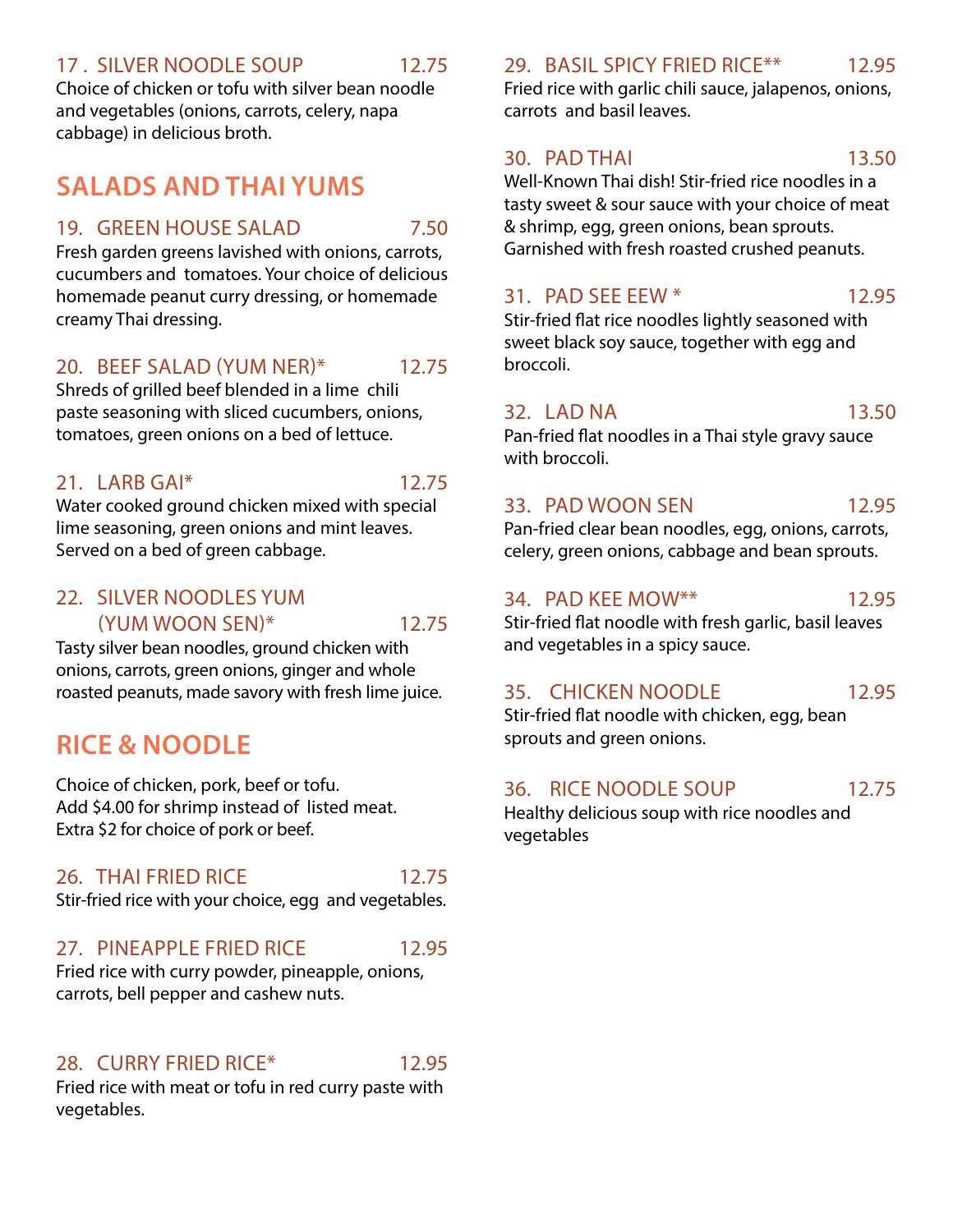17 . SILVER NOODLE SOUP 12.75

Choice of chicken or tofu with silver bean noodle and vegetables (onions, carrots, celery, napa cabbage) in delicious broth.

## SALADS AND THAI YUMS

19. GREEN HOUSE SALAD 7.50

Fresh garden greens lavished with onions, carrots, cucumbers and tomatoes. Your choice of delicious homemade peanut curry dressing, or homemade creamy Thai dressing.

20. BEEF SALAD (YUM NER)* 12.75

Shreds of grilled beef blended in a lime chili paste seasoning with sliced cucumbers, onions, tomatoes, green onions on a bed of lettuce.

21. LARB GAI* 12.75

Water cooked ground chicken mixed with special lime seasoning, green onions and mint leaves. Served on a bed of green cabbage.

22. SILVER NOODLES YUM (YUM WOON SEN)* 12.75

Tasty silver bean noodles, ground chicken with onions, carrots, green onions, ginger and whole roasted peanuts, made savory with fresh lime juice.

## RICE & NOODLE

Choice of chicken, pork, beef or tofu.
Add $4.00 for shrimp instead of listed meat.
Extra $2 for choice of pork or beef.

26. THAI FRIED RICE 12.75

Stir-fried rice with your choice, egg and vegetables.

27. PINEAPPLE FRIED RICE 12.95

Fried rice with curry powder, pineapple, onions, carrots, bell pepper and cashew nuts.

28. CURRY FRIED RICE* 12.95

Fried rice with meat or tofu in red curry paste with vegetables.

29. BASIL SPICY FRIED RICE** 12.95

Fried rice with garlic chili sauce, jalapenos, onions, carrots and basil leaves.

30. PAD THAI 13.50

Well-Known Thai dish! Stir-fried rice noodles in a tasty sweet & sour sauce with your choice of meat & shrimp, egg, green onions, bean sprouts. Garnished with fresh roasted crushed peanuts.

31. PAD SEE EEW * 12.95

Stir-fried flat rice noodles lightly seasoned with sweet black soy sauce, together with egg and broccoli.

32. LAD NA 13.50

Pan-fried flat noodles in a Thai style gravy sauce with broccoli.

33. PAD WOON SEN 12.95

Pan-fried clear bean noodles, egg, onions, carrots, celery, green onions, cabbage and bean sprouts.

34. PAD KEE MOW** 12.95

Stir-fried flat noodle with fresh garlic, basil leaves and vegetables in a spicy sauce.

35. CHICKEN NOODLE 12.95

Stir-fried flat noodle with chicken, egg, bean sprouts and green onions.

36. RICE NOODLE SOUP 12.75

Healthy delicious soup with rice noodles and vegetables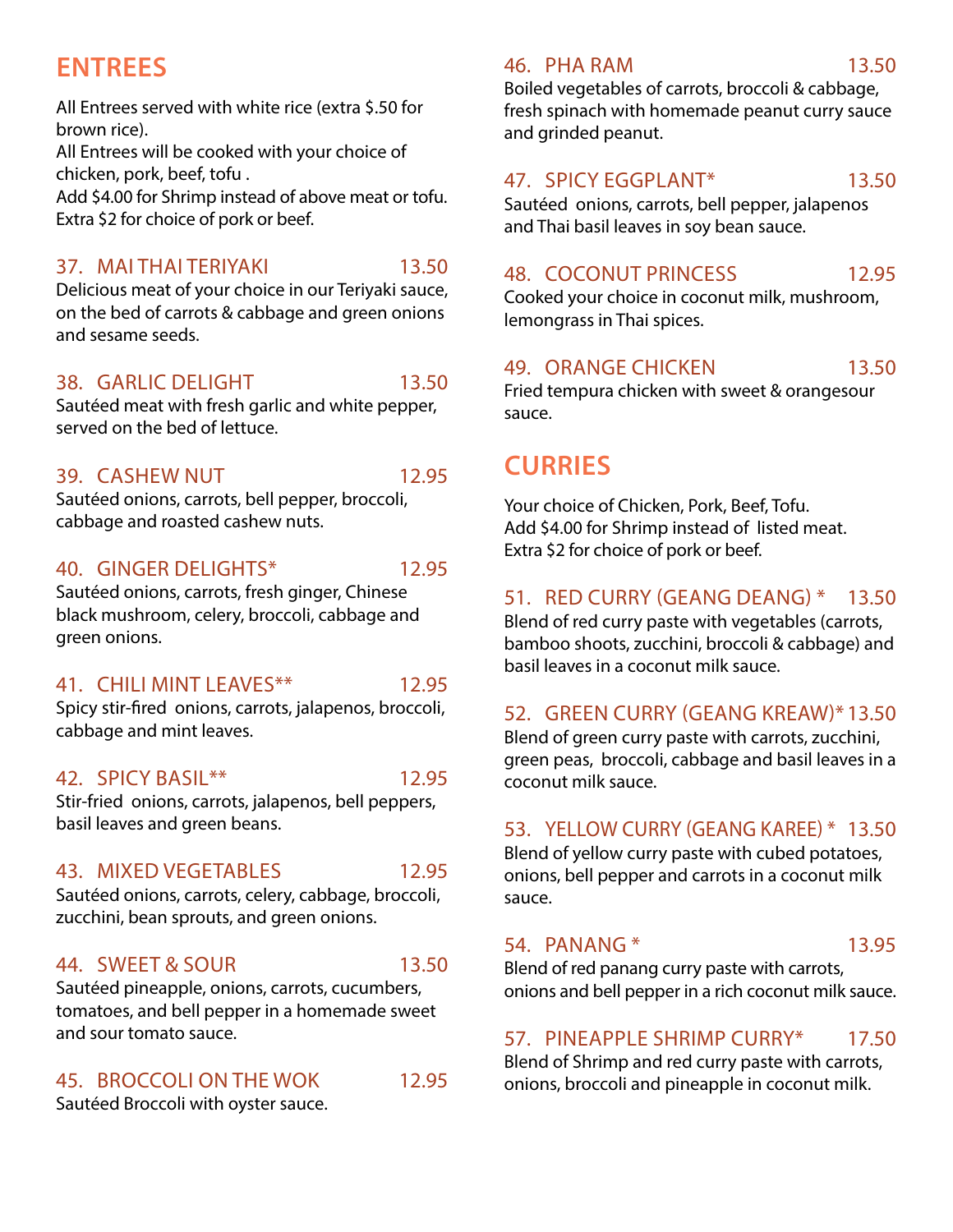## ENTREES

All Entrees served with white rice (extra $.50 for brown rice).
All Entrees will be cooked with your choice of chicken, pork, beef, tofu .
Add $4.00 for Shrimp instead of above meat or tofu.
Extra $2 for choice of pork or beef.

### 37. MAI THAI TERIYAKI 13.50
Delicious meat of your choice in our Teriyaki sauce, on the bed of carrots & cabbage and green onions and sesame seeds.

### 38. GARLIC DELIGHT 13.50
Sautéed meat with fresh garlic and white pepper, served on the bed of lettuce.

### 39. CASHEW NUT 12.95
Sautéed onions, carrots, bell pepper, broccoli, cabbage and roasted cashew nuts.

### 40. GINGER DELIGHTS* 12.95
Sautéed onions, carrots, fresh ginger, Chinese black mushroom, celery, broccoli, cabbage and green onions.

### 41. CHILI MINT LEAVES** 12.95
Spicy stir-fired onions, carrots, jalapenos, broccoli, cabbage and mint leaves.

### 42. SPICY BASIL** 12.95
Stir-fried onions, carrots, jalapenos, bell peppers, basil leaves and green beans.

### 43. MIXED VEGETABLES 12.95
Sautéed onions, carrots, celery, cabbage, broccoli, zucchini, bean sprouts, and green onions.

### 44. SWEET & SOUR 13.50
Sautéed pineapple, onions, carrots, cucumbers, tomatoes, and bell pepper in a homemade sweet and sour tomato sauce.

### 45. BROCCOLI ON THE WOK 12.95
Sautéed Broccoli with oyster sauce.

### 46. PHA RAM 13.50
Boiled vegetables of carrots, broccoli & cabbage, fresh spinach with homemade peanut curry sauce and grinded peanut.

### 47. SPICY EGGPLANT* 13.50
Sautéed onions, carrots, bell pepper, jalapenos and Thai basil leaves in soy bean sauce.

### 48. COCONUT PRINCESS 12.95
Cooked your choice in coconut milk, mushroom, lemongrass in Thai spices.

### 49. ORANGE CHICKEN 13.50
Fried tempura chicken with sweet & orangesour sauce.

## CURRIES

Your choice of Chicken, Pork, Beef, Tofu.
Add $4.00 for Shrimp instead of listed meat.
Extra $2 for choice of pork or beef.

### 51. RED CURRY (GEANG DEANG) * 13.50
Blend of red curry paste with vegetables (carrots, bamboo shoots, zucchini, broccoli & cabbage) and basil leaves in a coconut milk sauce.

### 52. GREEN CURRY (GEANG KREAW)* 13.50
Blend of green curry paste with carrots, zucchini, green peas, broccoli, cabbage and basil leaves in a coconut milk sauce.

### 53. YELLOW CURRY (GEANG KAREE) * 13.50
Blend of yellow curry paste with cubed potatoes, onions, bell pepper and carrots in a coconut milk sauce.

### 54. PANANG * 13.95
Blend of red panang curry paste with carrots, onions and bell pepper in a rich coconut milk sauce.

### 57. PINEAPPLE SHRIMP CURRY* 17.50
Blend of Shrimp and red curry paste with carrots, onions, broccoli and pineapple in coconut milk.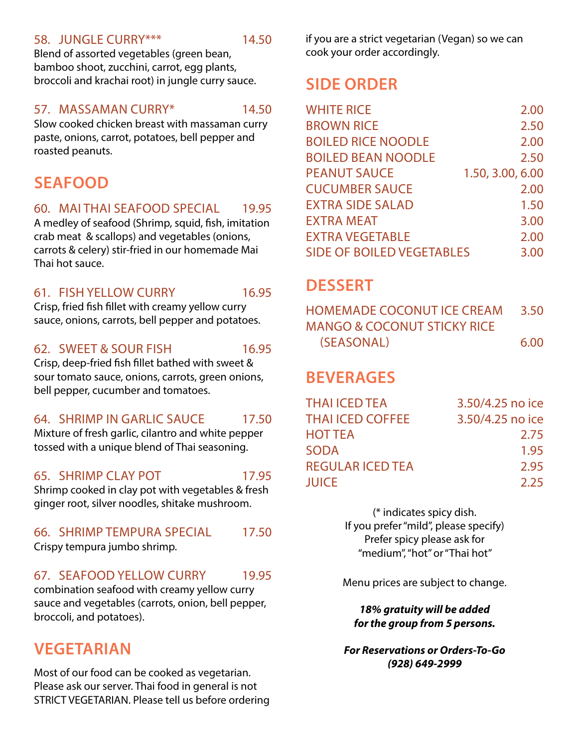58. JUNGLE CURRY*** 14.50
Blend of assorted vegetables (green bean, bamboo shoot, zucchini, carrot, egg plants, broccoli and krachai root) in jungle curry sauce.

57. MASSAMAN CURRY* 14.50
Slow cooked chicken breast with massaman curry paste, onions, carrot, potatoes, bell pepper and roasted peanuts.

## SEAFOOD

60. MAI THAI SEAFOOD SPECIAL 19.95
A medley of seafood (Shrimp, squid, fish, imitation crab meat & scallops) and vegetables (onions, carrots & celery) stir-fried in our homemade Mai Thai hot sauce.

61. FISH YELLOW CURRY 16.95
Crisp, fried fish fillet with creamy yellow curry sauce, onions, carrots, bell pepper and potatoes.

62. SWEET & SOUR FISH 16.95
Crisp, deep-fried fish fillet bathed with sweet & sour tomato sauce, onions, carrots, green onions, bell pepper, cucumber and tomatoes.

64. SHRIMP IN GARLIC SAUCE 17.50
Mixture of fresh garlic, cilantro and white pepper tossed with a unique blend of Thai seasoning.

65. SHRIMP CLAY POT 17.95
Shrimp cooked in clay pot with vegetables & fresh ginger root, silver noodles, shitake mushroom.

66. SHRIMP TEMPURA SPECIAL 17.50
Crispy tempura jumbo shrimp.

67. SEAFOOD YELLOW CURRY 19.95
combination seafood with creamy yellow curry sauce and vegetables (carrots, onion, bell pepper, broccoli, and potatoes).

## VEGETARIAN

Most of our food can be cooked as vegetarian. Please ask our server. Thai food in general is not STRICT VEGETARIAN. Please tell us before ordering if you are a strict vegetarian (Vegan) so we can cook your order accordingly.

## SIDE ORDER

| | |
|---|---|
| WHITE RICE | 2.00 |
| BROWN RICE | 2.50 |
| BOILED RICE NOODLE | 2.00 |
| BOILED BEAN NOODLE | 2.50 |
| PEANUT SAUCE | 1.50, 3.00, 6.00 |
| CUCUMBER SAUCE | 2.00 |
| EXTRA SIDE SALAD | 1.50 |
| EXTRA MEAT | 3.00 |
| EXTRA VEGETABLE | 2.00 |
| SIDE OF BOILED VEGETABLES | 3.00 |

## DESSERT

| | |
|---|---|
| HOMEMADE COCONUT ICE CREAM | 3.50 |
| MANGO & COCONUT STICKY RICE (SEASONAL) | 6.00 |

## BEVERAGES

| | |
|---|---|
| THAI ICED TEA | 3.50/4.25 no ice |
| THAI ICED COFFEE | 3.50/4.25 no ice |
| HOT TEA | 2.75 |
| SODA | 1.95 |
| REGULAR ICED TEA | 2.95 |
| JUICE | 2.25 |

(* indicates spicy dish.
If you prefer "mild", please specify)
Prefer spicy please ask for
"medium", "hot" or "Thai hot"

Menu prices are subject to change.

***18% gratuity will be added for the group from 5 persons.***

***For Reservations or Orders-To-Go (928) 649-2999***